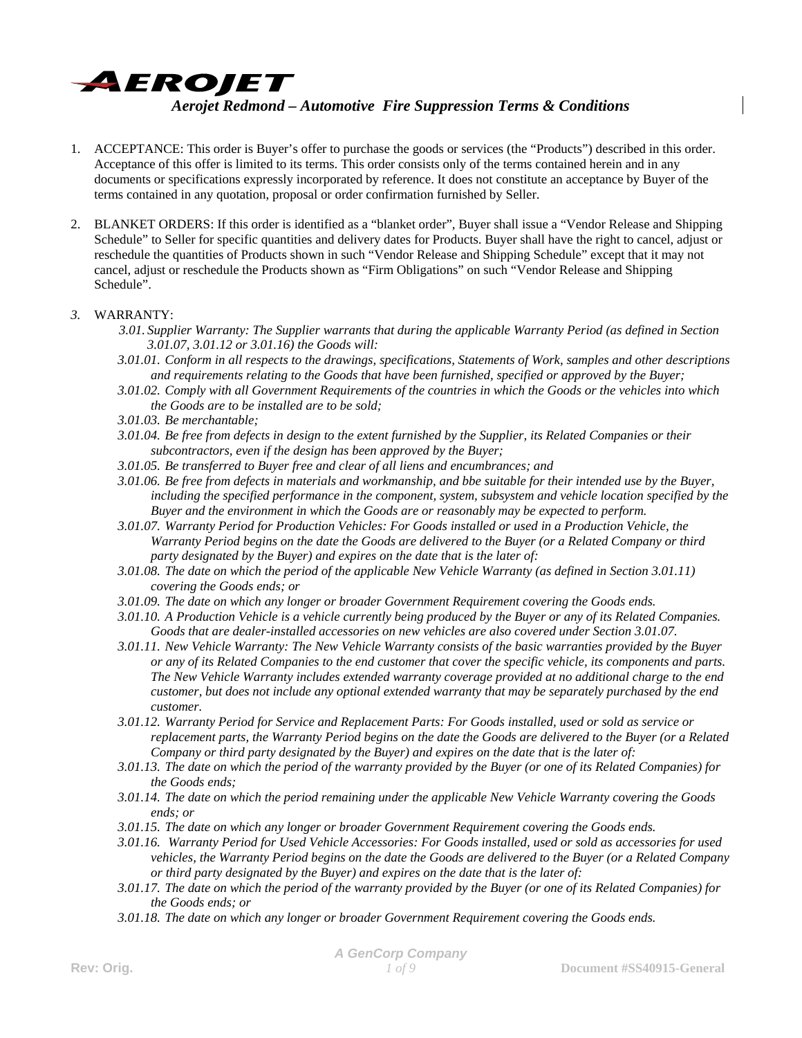# AEROJET

## *Aerojet Redmond – Automotive Fire Suppression Terms & Conditions*

1. ACCEPTANCE: This order is Buyer's offer to purchase the goods or services (the "Products") described in this order. Acceptance of this offer is limited to its terms. This order consists only of the terms contained herein and in any documents or specifications expressly incorporated by reference. It does not constitute an acceptance by Buyer of the terms contained in any quotation, proposal or order confirmation furnished by Seller.

2. BLANKET ORDERS: If this order is identified as a "blanket order", Buyer shall issue a "Vendor Release and Shipping Schedule" to Seller for specific quantities and delivery dates for Products. Buyer shall have the right to cancel, adjust or reschedule the quantities of Products shown in such "Vendor Release and Shipping Schedule" except that it may not cancel, adjust or reschedule the Products shown as "Firm Obligations" on such "Vendor Release and Shipping Schedule".

3. WARRANTY:

*3.01. Supplier Warranty: The Supplier warrants that during the applicable Warranty Period (as defined in Section 3.01.07, 3.01.12 or 3.01.16) the Goods will:*

*3.01.01. Conform in all respects to the drawings, specifications, Statements of Work, samples and other descriptions and requirements relating to the Goods that have been furnished, specified or approved by the Buyer;*

*3.01.02. Comply with all Government Requirements of the countries in which the Goods or the vehicles into which the Goods are to be installed are to be sold;*

*3.01.03. Be merchantable;*

*3.01.04. Be free from defects in design to the extent furnished by the Supplier, its Related Companies or their subcontractors, even if the design has been approved by the Buyer;*

*3.01.05. Be transferred to Buyer free and clear of all liens and encumbrances; and*

*3.01.06. Be free from defects in materials and workmanship, and bbe suitable for their intended use by the Buyer, including the specified performance in the component, system, subsystem and vehicle location specified by the Buyer and the environment in which the Goods are or reasonably may be expected to perform.*

*3.01.07. Warranty Period for Production Vehicles: For Goods installed or used in a Production Vehicle, the Warranty Period begins on the date the Goods are delivered to the Buyer (or a Related Company or third party designated by the Buyer) and expires on the date that is the later of:*

*3.01.08. The date on which the period of the applicable New Vehicle Warranty (as defined in Section 3.01.11) covering the Goods ends; or*

*3.01.09. The date on which any longer or broader Government Requirement covering the Goods ends.*

*3.01.10. A Production Vehicle is a vehicle currently being produced by the Buyer or any of its Related Companies. Goods that are dealer-installed accessories on new vehicles are also covered under Section 3.01.07.*

*3.01.11. New Vehicle Warranty: The New Vehicle Warranty consists of the basic warranties provided by the Buyer or any of its Related Companies to the end customer that cover the specific vehicle, its components and parts. The New Vehicle Warranty includes extended warranty coverage provided at no additional charge to the end customer, but does not include any optional extended warranty that may be separately purchased by the end customer.*

*3.01.12. Warranty Period for Service and Replacement Parts: For Goods installed, used or sold as service or replacement parts, the Warranty Period begins on the date the Goods are delivered to the Buyer (or a Related Company or third party designated by the Buyer) and expires on the date that is the later of:*

*3.01.13. The date on which the period of the warranty provided by the Buyer (or one of its Related Companies) for the Goods ends;*

*3.01.14. The date on which the period remaining under the applicable New Vehicle Warranty covering the Goods ends; or*

*3.01.15. The date on which any longer or broader Government Requirement covering the Goods ends.*

*3.01.16. Warranty Period for Used Vehicle Accessories: For Goods installed, used or sold as accessories for used vehicles, the Warranty Period begins on the date the Goods are delivered to the Buyer (or a Related Company or third party designated by the Buyer) and expires on the date that is the later of:*

*3.01.17. The date on which the period of the warranty provided by the Buyer (or one of its Related Companies) for the Goods ends; or*

*3.01.18. The date on which any longer or broader Government Requirement covering the Goods ends.*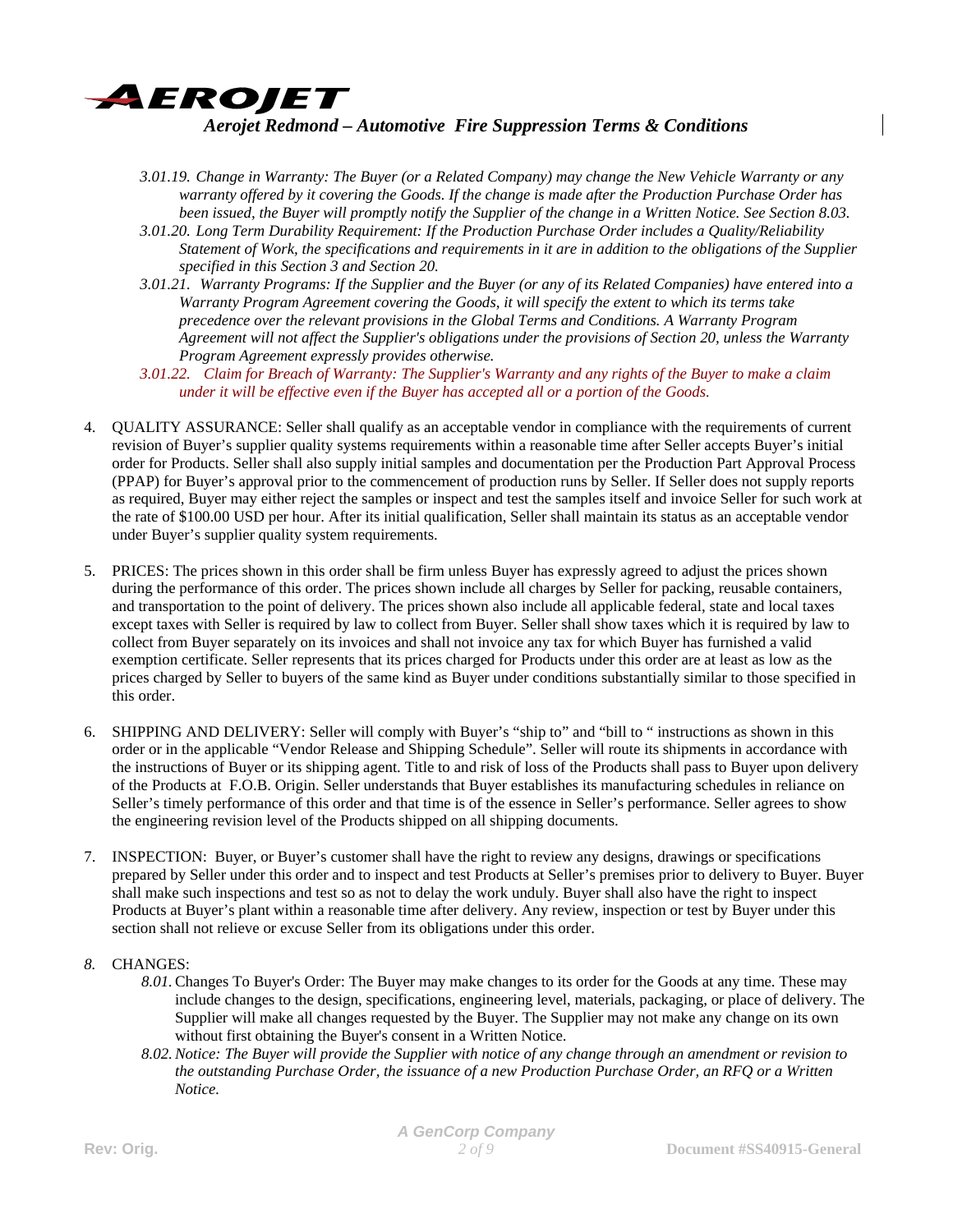*3.01.19. Change in Warranty: The Buyer (or a Related Company) may change the New Vehicle Warranty or any warranty offered by it covering the Goods. If the change is made after the Production Purchase Order has been issued, the Buyer will promptly notify the Supplier of the change in a Written Notice. See Section 8.03.*

*3.01.20. Long Term Durability Requirement: If the Production Purchase Order includes a Quality/Reliability Statement of Work, the specifications and requirements in it are in addition to the obligations of the Supplier specified in this Section 3 and Section 20.*

*3.01.21. Warranty Programs: If the Supplier and the Buyer (or any of its Related Companies) have entered into a Warranty Program Agreement covering the Goods, it will specify the extent to which its terms take precedence over the relevant provisions in the Global Terms and Conditions. A Warranty Program Agreement will not affect the Supplier's obligations under the provisions of Section 20, unless the Warranty Program Agreement expressly provides otherwise.*

*3.01.22. Claim for Breach of Warranty: The Supplier's Warranty and any rights of the Buyer to make a claim under it will be effective even if the Buyer has accepted all or a portion of the Goods.*

4. QUALITY ASSURANCE: Seller shall qualify as an acceptable vendor in compliance with the requirements of current revision of Buyer's supplier quality systems requirements within a reasonable time after Seller accepts Buyer's initial order for Products. Seller shall also supply initial samples and documentation per the Production Part Approval Process (PPAP) for Buyer's approval prior to the commencement of production runs by Seller. If Seller does not supply reports as required, Buyer may either reject the samples or inspect and test the samples itself and invoice Seller for such work at the rate of $100.00 USD per hour. After its initial qualification, Seller shall maintain its status as an acceptable vendor under Buyer's supplier quality system requirements.

5. PRICES: The prices shown in this order shall be firm unless Buyer has expressly agreed to adjust the prices shown during the performance of this order. The prices shown include all charges by Seller for packing, reusable containers, and transportation to the point of delivery. The prices shown also include all applicable federal, state and local taxes except taxes with Seller is required by law to collect from Buyer. Seller shall show taxes which it is required by law to collect from Buyer separately on its invoices and shall not invoice any tax for which Buyer has furnished a valid exemption certificate. Seller represents that its prices charged for Products under this order are at least as low as the prices charged by Seller to buyers of the same kind as Buyer under conditions substantially similar to those specified in this order.

6. SHIPPING AND DELIVERY: Seller will comply with Buyer's "ship to" and "bill to " instructions as shown in this order or in the applicable "Vendor Release and Shipping Schedule". Seller will route its shipments in accordance with the instructions of Buyer or its shipping agent. Title to and risk of loss of the Products shall pass to Buyer upon delivery of the Products at F.O.B. Origin. Seller understands that Buyer establishes its manufacturing schedules in reliance on Seller's timely performance of this order and that time is of the essence in Seller's performance. Seller agrees to show the engineering revision level of the Products shipped on all shipping documents.

7. INSPECTION: Buyer, or Buyer's customer shall have the right to review any designs, drawings or specifications prepared by Seller under this order and to inspect and test Products at Seller's premises prior to delivery to Buyer. Buyer shall make such inspections and test so as not to delay the work unduly. Buyer shall also have the right to inspect Products at Buyer's plant within a reasonable time after delivery. Any review, inspection or test by Buyer under this section shall not relieve or excuse Seller from its obligations under this order.

8. CHANGES:

8.01. Changes To Buyer's Order: The Buyer may make changes to its order for the Goods at any time. These may include changes to the design, specifications, engineering level, materials, packaging, or place of delivery. The Supplier will make all changes requested by the Buyer. The Supplier may not make any change on its own without first obtaining the Buyer's consent in a Written Notice.

*8.02. Notice: The Buyer will provide the Supplier with notice of any change through an amendment or revision to the outstanding Purchase Order, the issuance of a new Production Purchase Order, an RFQ or a Written Notice.*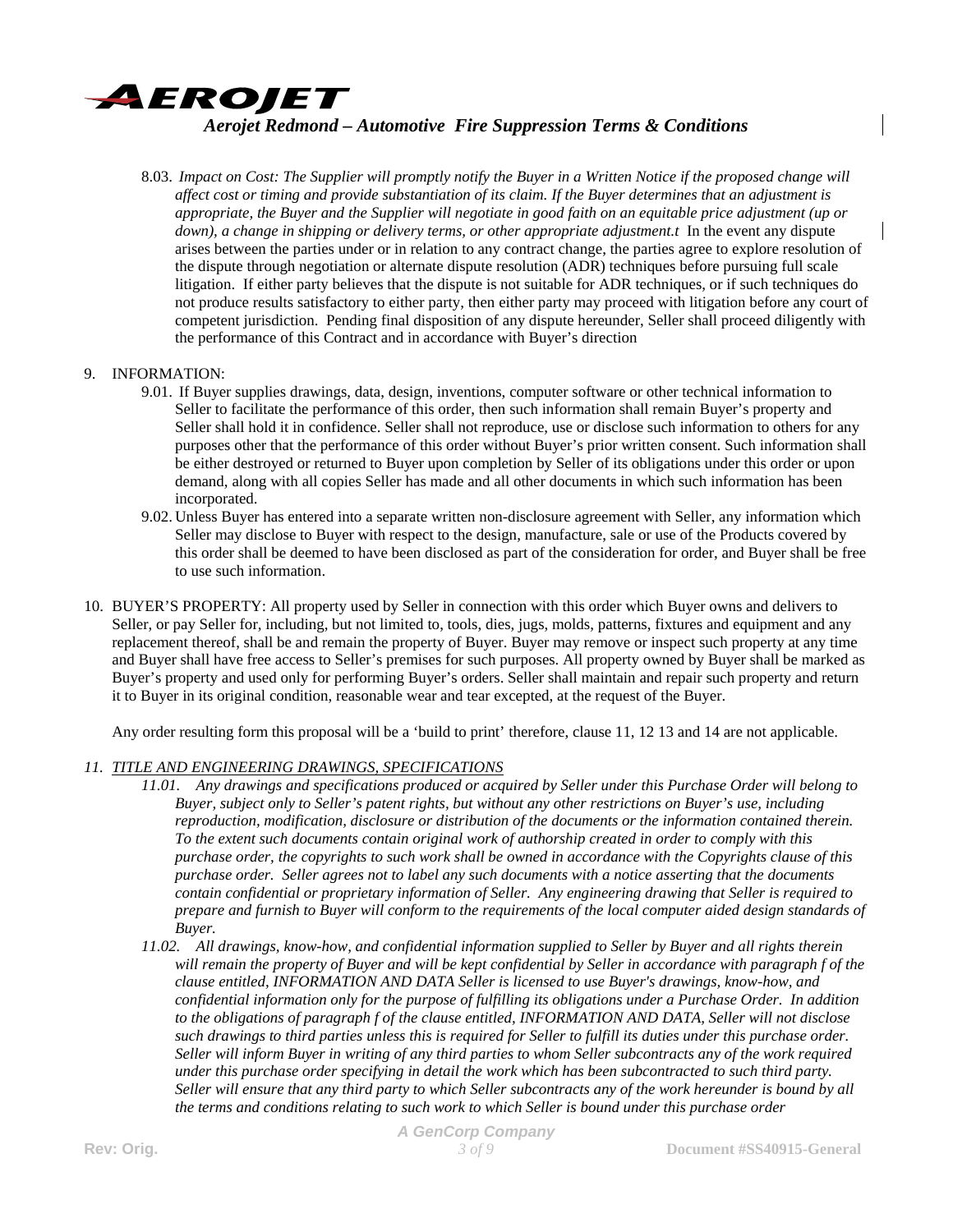8.03. *Impact on Cost: The Supplier will promptly notify the Buyer in a Written Notice if the proposed change will affect cost or timing and provide substantiation of its claim. If the Buyer determines that an adjustment is appropriate, the Buyer and the Supplier will negotiate in good faith on an equitable price adjustment (up or down), a change in shipping or delivery terms, or other appropriate adjustment.t* In the event any dispute arises between the parties under or in relation to any contract change, the parties agree to explore resolution of the dispute through negotiation or alternate dispute resolution (ADR) techniques before pursuing full scale litigation. If either party believes that the dispute is not suitable for ADR techniques, or if such techniques do not produce results satisfactory to either party, then either party may proceed with litigation before any court of competent jurisdiction. Pending final disposition of any dispute hereunder, Seller shall proceed diligently with the performance of this Contract and in accordance with Buyer's direction

9. INFORMATION:
   9.01. If Buyer supplies drawings, data, design, inventions, computer software or other technical information to Seller to facilitate the performance of this order, then such information shall remain Buyer's property and Seller shall hold it in confidence. Seller shall not reproduce, use or disclose such information to others for any purposes other that the performance of this order without Buyer's prior written consent. Such information shall be either destroyed or returned to Buyer upon completion by Seller of its obligations under this order or upon demand, along with all copies Seller has made and all other documents in which such information has been incorporated.

   9.02. Unless Buyer has entered into a separate written non-disclosure agreement with Seller, any information which Seller may disclose to Buyer with respect to the design, manufacture, sale or use of the Products covered by this order shall be deemed to have been disclosed as part of the consideration for order, and Buyer shall be free to use such information.

10. BUYER'S PROPERTY: All property used by Seller in connection with this order which Buyer owns and delivers to Seller, or pay Seller for, including, but not limited to, tools, dies, jugs, molds, patterns, fixtures and equipment and any replacement thereof, shall be and remain the property of Buyer. Buyer may remove or inspect such property at any time and Buyer shall have free access to Seller's premises for such purposes. All property owned by Buyer shall be marked as Buyer's property and used only for performing Buyer's orders. Seller shall maintain and repair such property and return it to Buyer in its original condition, reasonable wear and tear excepted, at the request of the Buyer.

    Any order resulting form this proposal will be a 'build to print' therefore, clause 11, 12 13 and 14 are not applicable.

11. *<u>TITLE AND ENGINEERING DRAWINGS, SPECIFICATIONS</u>*
    *11.01. Any drawings and specifications produced or acquired by Seller under this Purchase Order will belong to Buyer, subject only to Seller's patent rights, but without any other restrictions on Buyer's use, including reproduction, modification, disclosure or distribution of the documents or the information contained therein. To the extent such documents contain original work of authorship created in order to comply with this purchase order, the copyrights to such work shall be owned in accordance with the Copyrights clause of this purchase order. Seller agrees not to label any such documents with a notice asserting that the documents contain confidential or proprietary information of Seller. Any engineering drawing that Seller is required to prepare and furnish to Buyer will conform to the requirements of the local computer aided design standards of Buyer.*

    *11.02. All drawings, know-how, and confidential information supplied to Seller by Buyer and all rights therein will remain the property of Buyer and will be kept confidential by Seller in accordance with paragraph f of the clause entitled, INFORMATION AND DATA Seller is licensed to use Buyer's drawings, know-how, and confidential information only for the purpose of fulfilling its obligations under a Purchase Order. In addition to the obligations of paragraph f of the clause entitled, INFORMATION AND DATA, Seller will not disclose such drawings to third parties unless this is required for Seller to fulfill its duties under this purchase order. Seller will inform Buyer in writing of any third parties to whom Seller subcontracts any of the work required under this purchase order specifying in detail the work which has been subcontracted to such third party. Seller will ensure that any third party to which Seller subcontracts any of the work hereunder is bound by all the terms and conditions relating to such work to which Seller is bound under this purchase order*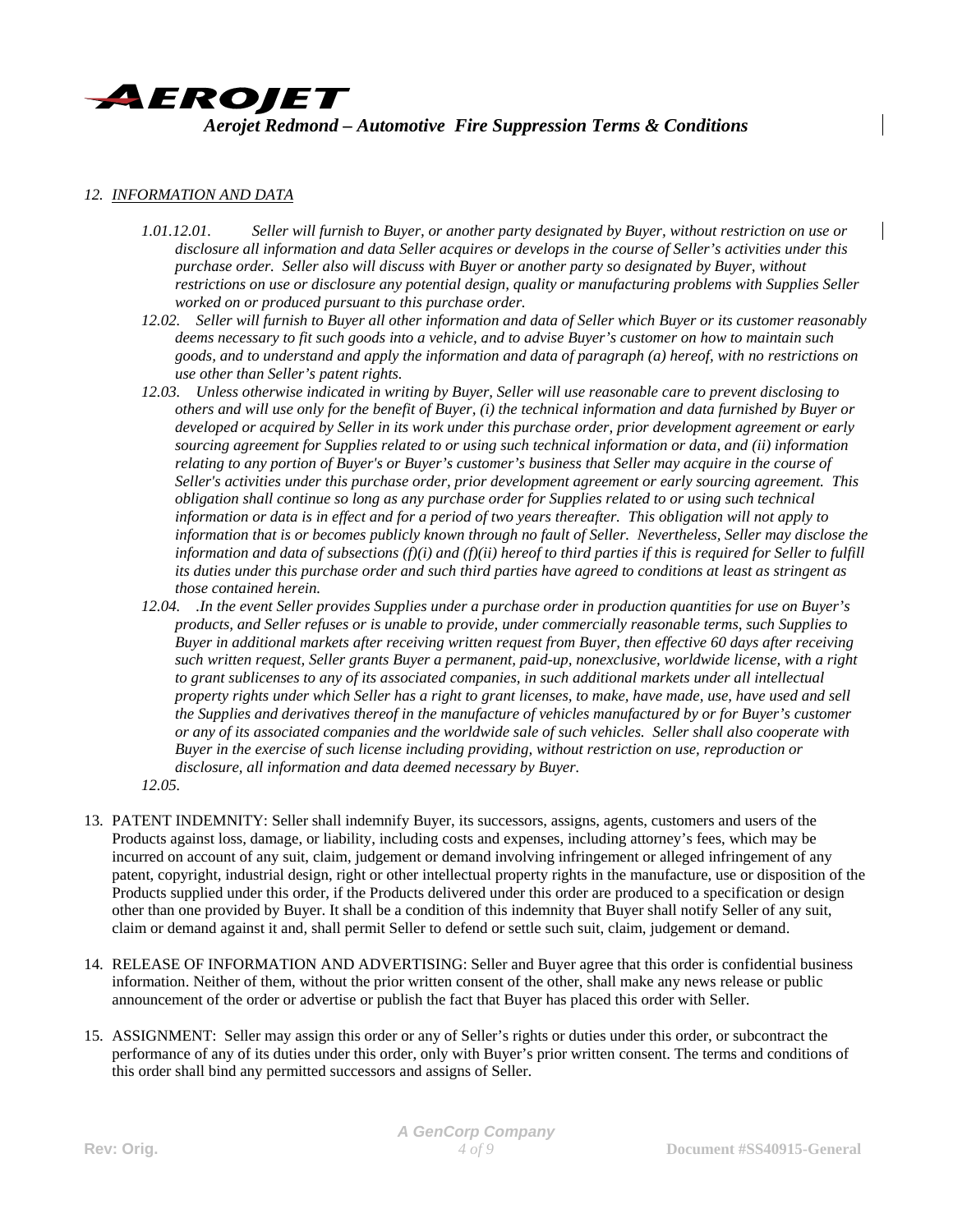## 12. INFORMATION AND DATA

*1.01.12.01. Seller will furnish to Buyer, or another party designated by Buyer, without restriction on use or disclosure all information and data Seller acquires or develops in the course of Seller's activities under this purchase order. Seller also will discuss with Buyer or another party so designated by Buyer, without restrictions on use or disclosure any potential design, quality or manufacturing problems with Supplies Seller worked on or produced pursuant to this purchase order.*

*12.02. Seller will furnish to Buyer all other information and data of Seller which Buyer or its customer reasonably deems necessary to fit such goods into a vehicle, and to advise Buyer's customer on how to maintain such goods, and to understand and apply the information and data of paragraph (a) hereof, with no restrictions on use other than Seller's patent rights.*

*12.03. Unless otherwise indicated in writing by Buyer, Seller will use reasonable care to prevent disclosing to others and will use only for the benefit of Buyer, (i) the technical information and data furnished by Buyer or developed or acquired by Seller in its work under this purchase order, prior development agreement or early sourcing agreement for Supplies related to or using such technical information or data, and (ii) information relating to any portion of Buyer's or Buyer's customer's business that Seller may acquire in the course of Seller's activities under this purchase order, prior development agreement or early sourcing agreement. This obligation shall continue so long as any purchase order for Supplies related to or using such technical information or data is in effect and for a period of two years thereafter. This obligation will not apply to information that is or becomes publicly known through no fault of Seller. Nevertheless, Seller may disclose the information and data of subsections (f)(i) and (f)(ii) hereof to third parties if this is required for Seller to fulfill its duties under this purchase order and such third parties have agreed to conditions at least as stringent as those contained herein.*

*12.04. .In the event Seller provides Supplies under a purchase order in production quantities for use on Buyer's products, and Seller refuses or is unable to provide, under commercially reasonable terms, such Supplies to Buyer in additional markets after receiving written request from Buyer, then effective 60 days after receiving such written request, Seller grants Buyer a permanent, paid-up, nonexclusive, worldwide license, with a right to grant sublicenses to any of its associated companies, in such additional markets under all intellectual property rights under which Seller has a right to grant licenses, to make, have made, use, have used and sell the Supplies and derivatives thereof in the manufacture of vehicles manufactured by or for Buyer's customer or any of its associated companies and the worldwide sale of such vehicles. Seller shall also cooperate with Buyer in the exercise of such license including providing, without restriction on use, reproduction or disclosure, all information and data deemed necessary by Buyer.*

*12.05.*

13. PATENT INDEMNITY: Seller shall indemnify Buyer, its successors, assigns, agents, customers and users of the Products against loss, damage, or liability, including costs and expenses, including attorney's fees, which may be incurred on account of any suit, claim, judgement or demand involving infringement or alleged infringement of any patent, copyright, industrial design, right or other intellectual property rights in the manufacture, use or disposition of the Products supplied under this order, if the Products delivered under this order are produced to a specification or design other than one provided by Buyer. It shall be a condition of this indemnity that Buyer shall notify Seller of any suit, claim or demand against it and, shall permit Seller to defend or settle such suit, claim, judgement or demand.

14. RELEASE OF INFORMATION AND ADVERTISING: Seller and Buyer agree that this order is confidential business information. Neither of them, without the prior written consent of the other, shall make any news release or public announcement of the order or advertise or publish the fact that Buyer has placed this order with Seller.

15. ASSIGNMENT: Seller may assign this order or any of Seller's rights or duties under this order, or subcontract the performance of any of its duties under this order, only with Buyer's prior written consent. The terms and conditions of this order shall bind any permitted successors and assigns of Seller.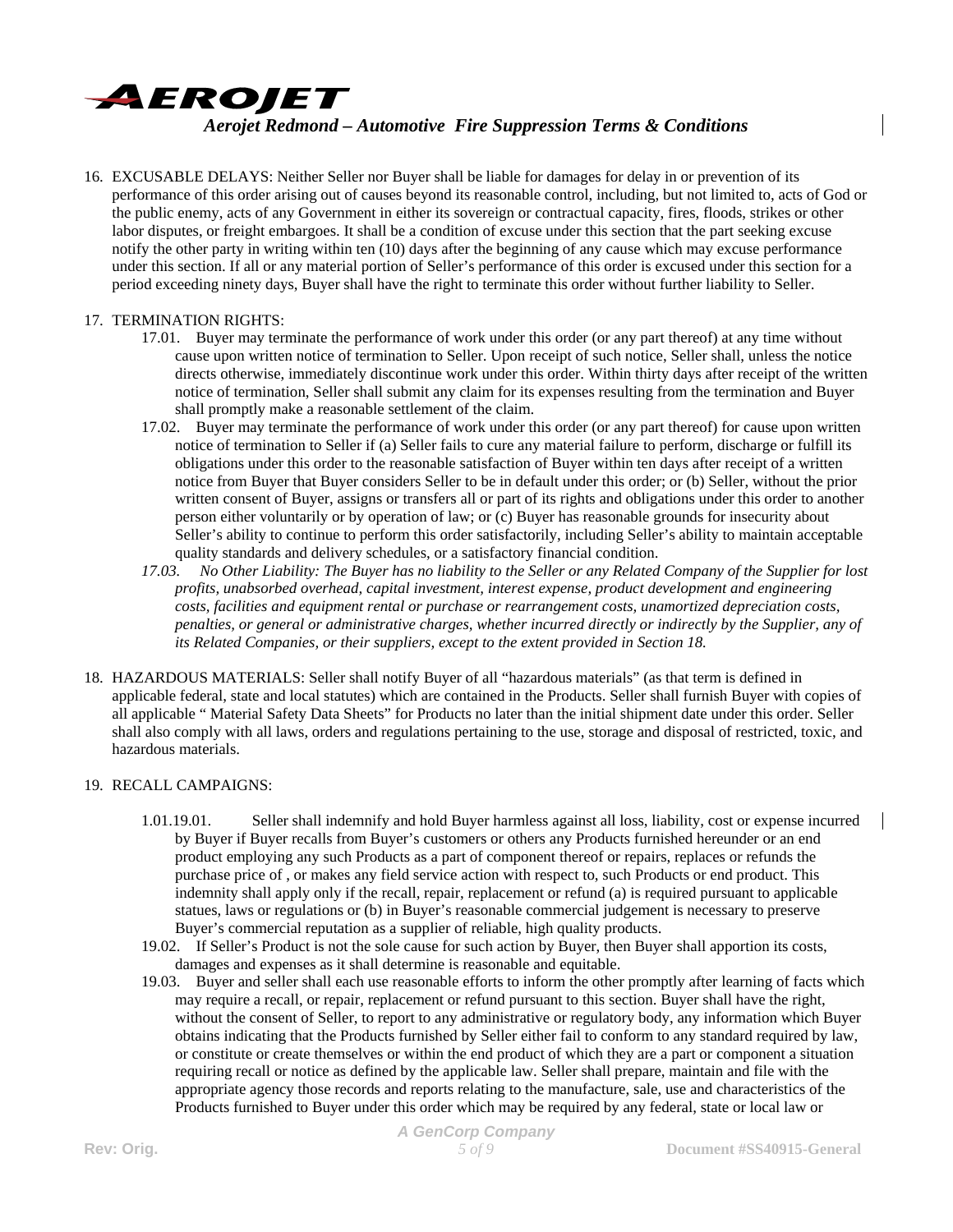16. EXCUSABLE DELAYS: Neither Seller nor Buyer shall be liable for damages for delay in or prevention of its performance of this order arising out of causes beyond its reasonable control, including, but not limited to, acts of God or the public enemy, acts of any Government in either its sovereign or contractual capacity, fires, floods, strikes or other labor disputes, or freight embargoes. It shall be a condition of excuse under this section that the part seeking excuse notify the other party in writing within ten (10) days after the beginning of any cause which may excuse performance under this section. If all or any material portion of Seller's performance of this order is excused under this section for a period exceeding ninety days, Buyer shall have the right to terminate this order without further liability to Seller.

17. TERMINATION RIGHTS:
    - 17.01. Buyer may terminate the performance of work under this order (or any part thereof) at any time without cause upon written notice of termination to Seller. Upon receipt of such notice, Seller shall, unless the notice directs otherwise, immediately discontinue work under this order. Within thirty days after receipt of the written notice of termination, Seller shall submit any claim for its expenses resulting from the termination and Buyer shall promptly make a reasonable settlement of the claim.
    - 17.02. Buyer may terminate the performance of work under this order (or any part thereof) for cause upon written notice of termination to Seller if (a) Seller fails to cure any material failure to perform, discharge or fulfill its obligations under this order to the reasonable satisfaction of Buyer within ten days after receipt of a written notice from Buyer that Buyer considers Seller to be in default under this order; or (b) Seller, without the prior written consent of Buyer, assigns or transfers all or part of its rights and obligations under this order to another person either voluntarily or by operation of law; or (c) Buyer has reasonable grounds for insecurity about Seller's ability to continue to perform this order satisfactorily, including Seller's ability to maintain acceptable quality standards and delivery schedules, or a satisfactory financial condition.
    - *17.03. No Other Liability: The Buyer has no liability to the Seller or any Related Company of the Supplier for lost profits, unabsorbed overhead, capital investment, interest expense, product development and engineering costs, facilities and equipment rental or purchase or rearrangement costs, unamortized depreciation costs, penalties, or general or administrative charges, whether incurred directly or indirectly by the Supplier, any of its Related Companies, or their suppliers, except to the extent provided in Section 18.*

18. HAZARDOUS MATERIALS: Seller shall notify Buyer of all "hazardous materials" (as that term is defined in applicable federal, state and local statutes) which are contained in the Products. Seller shall furnish Buyer with copies of all applicable " Material Safety Data Sheets" for Products no later than the initial shipment date under this order. Seller shall also comply with all laws, orders and regulations pertaining to the use, storage and disposal of restricted, toxic, and hazardous materials.

19. RECALL CAMPAIGNS:
    - 1.01.19.01. Seller shall indemnify and hold Buyer harmless against all loss, liability, cost or expense incurred by Buyer if Buyer recalls from Buyer's customers or others any Products furnished hereunder or an end product employing any such Products as a part of component thereof or repairs, replaces or refunds the purchase price of , or makes any field service action with respect to, such Products or end product. This indemnity shall apply only if the recall, repair, replacement or refund (a) is required pursuant to applicable statues, laws or regulations or (b) in Buyer's reasonable commercial judgement is necessary to preserve Buyer's commercial reputation as a supplier of reliable, high quality products.
    - 19.02. If Seller's Product is not the sole cause for such action by Buyer, then Buyer shall apportion its costs, damages and expenses as it shall determine is reasonable and equitable.
    - 19.03. Buyer and seller shall each use reasonable efforts to inform the other promptly after learning of facts which may require a recall, or repair, replacement or refund pursuant to this section. Buyer shall have the right, without the consent of Seller, to report to any administrative or regulatory body, any information which Buyer obtains indicating that the Products furnished by Seller either fail to conform to any standard required by law, or constitute or create themselves or within the end product of which they are a part or component a situation requiring recall or notice as defined by the applicable law. Seller shall prepare, maintain and file with the appropriate agency those records and reports relating to the manufacture, sale, use and characteristics of the Products furnished to Buyer under this order which may be required by any federal, state or local law or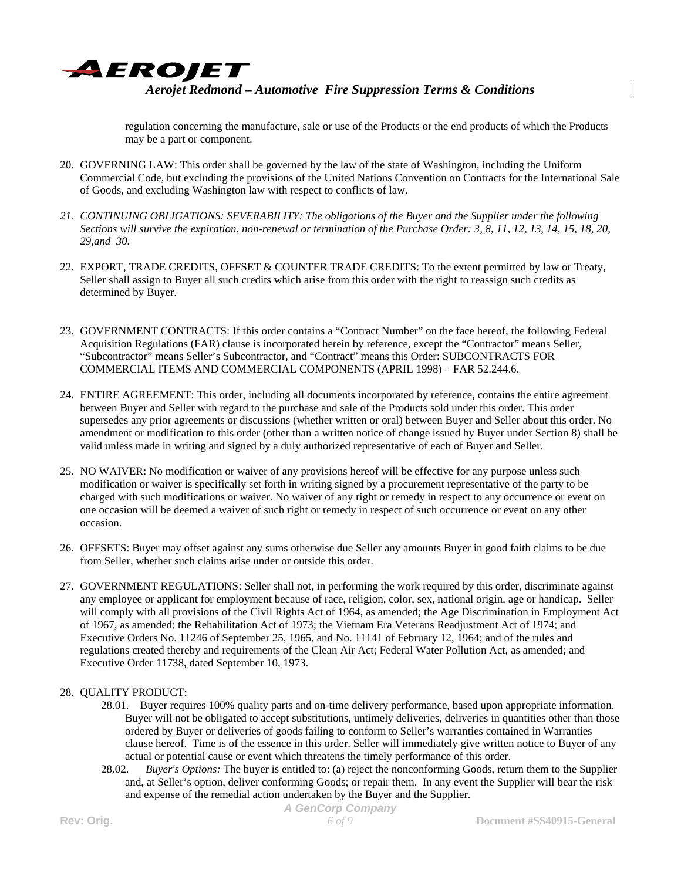regulation concerning the manufacture, sale or use of the Products or the end products of which the Products may be a part or component.

20. GOVERNING LAW: This order shall be governed by the law of the state of Washington, including the Uniform Commercial Code, but excluding the provisions of the United Nations Convention on Contracts for the International Sale of Goods, and excluding Washington law with respect to conflicts of law.

21. *CONTINUING OBLIGATIONS: SEVERABILITY: The obligations of the Buyer and the Supplier under the following Sections will survive the expiration, non-renewal or termination of the Purchase Order: 3, 8, 11, 12, 13, 14, 15, 18, 20, 29,and 30.*

22. EXPORT, TRADE CREDITS, OFFSET & COUNTER TRADE CREDITS: To the extent permitted by law or Treaty, Seller shall assign to Buyer all such credits which arise from this order with the right to reassign such credits as determined by Buyer.

23. GOVERNMENT CONTRACTS: If this order contains a "Contract Number" on the face hereof, the following Federal Acquisition Regulations (FAR) clause is incorporated herein by reference, except the "Contractor" means Seller, "Subcontractor" means Seller's Subcontractor, and "Contract" means this Order: SUBCONTRACTS FOR COMMERCIAL ITEMS AND COMMERCIAL COMPONENTS (APRIL 1998) – FAR 52.244.6.

24. ENTIRE AGREEMENT: This order, including all documents incorporated by reference, contains the entire agreement between Buyer and Seller with regard to the purchase and sale of the Products sold under this order. This order supersedes any prior agreements or discussions (whether written or oral) between Buyer and Seller about this order. No amendment or modification to this order (other than a written notice of change issued by Buyer under Section 8) shall be valid unless made in writing and signed by a duly authorized representative of each of Buyer and Seller.

25. NO WAIVER: No modification or waiver of any provisions hereof will be effective for any purpose unless such modification or waiver is specifically set forth in writing signed by a procurement representative of the party to be charged with such modifications or waiver. No waiver of any right or remedy in respect to any occurrence or event on one occasion will be deemed a waiver of such right or remedy in respect of such occurrence or event on any other occasion.

26. OFFSETS: Buyer may offset against any sums otherwise due Seller any amounts Buyer in good faith claims to be due from Seller, whether such claims arise under or outside this order.

27. GOVERNMENT REGULATIONS: Seller shall not, in performing the work required by this order, discriminate against any employee or applicant for employment because of race, religion, color, sex, national origin, age or handicap. Seller will comply with all provisions of the Civil Rights Act of 1964, as amended; the Age Discrimination in Employment Act of 1967, as amended; the Rehabilitation Act of 1973; the Vietnam Era Veterans Readjustment Act of 1974; and Executive Orders No. 11246 of September 25, 1965, and No. 11141 of February 12, 1964; and of the rules and regulations created thereby and requirements of the Clean Air Act; Federal Water Pollution Act, as amended; and Executive Order 11738, dated September 10, 1973.

28. QUALITY PRODUCT:
    - 28.01. Buyer requires 100% quality parts and on-time delivery performance, based upon appropriate information. Buyer will not be obligated to accept substitutions, untimely deliveries, deliveries in quantities other than those ordered by Buyer or deliveries of goods failing to conform to Seller's warranties contained in Warranties clause hereof. Time is of the essence in this order. Seller will immediately give written notice to Buyer of any actual or potential cause or event which threatens the timely performance of this order.
    - 28.02. *Buyer's Options:* The buyer is entitled to: (a) reject the nonconforming Goods, return them to the Supplier and, at Seller's option, deliver conforming Goods; or repair them. In any event the Supplier will bear the risk and expense of the remedial action undertaken by the Buyer and the Supplier.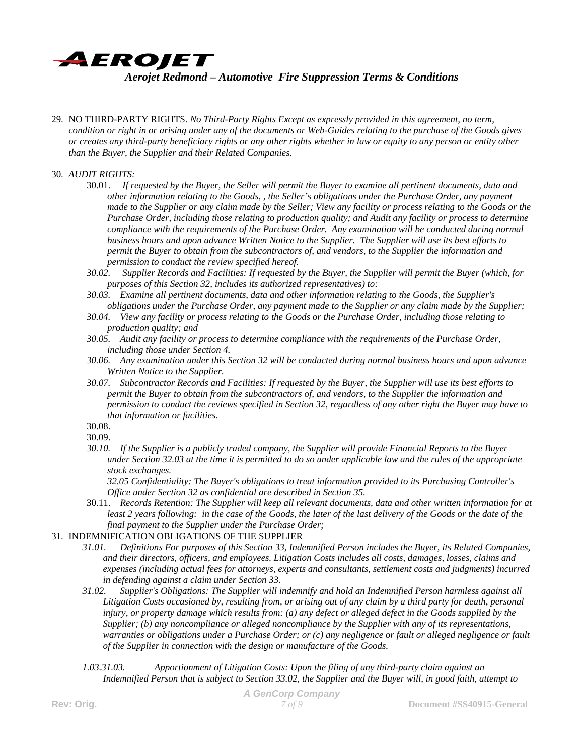29. NO THIRD-PARTY RIGHTS. *No Third-Party Rights Except as expressly provided in this agreement, no term, condition or right in or arising under any of the documents or Web-Guides relating to the purchase of the Goods gives or creates any third-party beneficiary rights or any other rights whether in law or equity to any person or entity other than the Buyer, the Supplier and their Related Companies.*

30. *AUDIT RIGHTS:*

    30.01. *If requested by the Buyer, the Seller will permit the Buyer to examine all pertinent documents, data and other information relating to the Goods, , the Seller's obligations under the Purchase Order, any payment made to the Supplier or any claim made by the Seller; View any facility or process relating to the Goods or the Purchase Order, including those relating to production quality; and Audit any facility or process to determine compliance with the requirements of the Purchase Order. Any examination will be conducted during normal business hours and upon advance Written Notice to the Supplier. The Supplier will use its best efforts to permit the Buyer to obtain from the subcontractors of, and vendors, to the Supplier the information and permission to conduct the review specified hereof.*

    *30.02. Supplier Records and Facilities: If requested by the Buyer, the Supplier will permit the Buyer (which, for purposes of this Section 32, includes its authorized representatives) to:*

    *30.03. Examine all pertinent documents, data and other information relating to the Goods, the Supplier's obligations under the Purchase Order, any payment made to the Supplier or any claim made by the Supplier;*

    *30.04. View any facility or process relating to the Goods or the Purchase Order, including those relating to production quality; and*

    *30.05. Audit any facility or process to determine compliance with the requirements of the Purchase Order, including those under Section 4.*

    *30.06. Any examination under this Section 32 will be conducted during normal business hours and upon advance Written Notice to the Supplier.*

    *30.07. Subcontractor Records and Facilities: If requested by the Buyer, the Supplier will use its best efforts to permit the Buyer to obtain from the subcontractors of, and vendors, to the Supplier the information and permission to conduct the reviews specified in Section 32, regardless of any other right the Buyer may have to that information or facilities.*

    30.08.

    30.09.

    *30.10. If the Supplier is a publicly traded company, the Supplier will provide Financial Reports to the Buyer under Section 32.03 at the time it is permitted to do so under applicable law and the rules of the appropriate stock exchanges.*

    *32.05 Confidentiality: The Buyer's obligations to treat information provided to its Purchasing Controller's Office under Section 32 as confidential are described in Section 35.*

    30.11. *Records Retention: The Supplier will keep all relevant documents, data and other written information for at least 2 years following: in the case of the Goods, the later of the last delivery of the Goods or the date of the final payment to the Supplier under the Purchase Order;*

31. INDEMNIFICATION OBLIGATIONS OF THE SUPPLIER

    *31.01. Definitions For purposes of this Section 33, Indemnified Person includes the Buyer, its Related Companies, and their directors, officers, and employees. Litigation Costs includes all costs, damages, losses, claims and expenses (including actual fees for attorneys, experts and consultants, settlement costs and judgments) incurred in defending against a claim under Section 33.*

    *31.02. Supplier's Obligations: The Supplier will indemnify and hold an Indemnified Person harmless against all Litigation Costs occasioned by, resulting from, or arising out of any claim by a third party for death, personal injury, or property damage which results from: (a) any defect or alleged defect in the Goods supplied by the Supplier; (b) any noncompliance or alleged noncompliance by the Supplier with any of its representations, warranties or obligations under a Purchase Order; or (c) any negligence or fault or alleged negligence or fault of the Supplier in connection with the design or manufacture of the Goods.*

    *1.03.31.03. Apportionment of Litigation Costs: Upon the filing of any third-party claim against an Indemnified Person that is subject to Section 33.02, the Supplier and the Buyer will, in good faith, attempt to*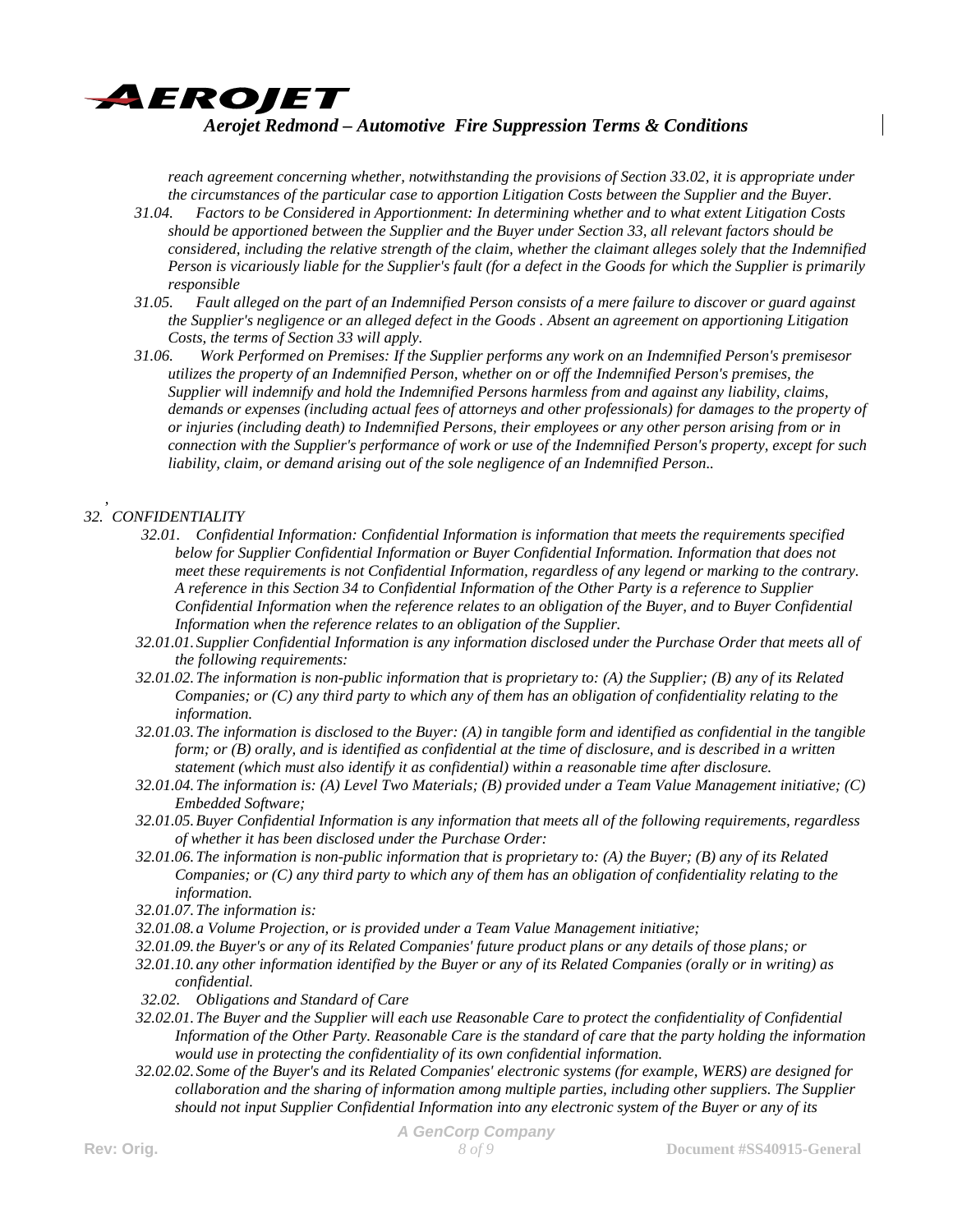*reach agreement concerning whether, notwithstanding the provisions of Section 33.02, it is appropriate under the circumstances of the particular case to apportion Litigation Costs between the Supplier and the Buyer.*

*31.04. Factors to be Considered in Apportionment: In determining whether and to what extent Litigation Costs should be apportioned between the Supplier and the Buyer under Section 33, all relevant factors should be considered, including the relative strength of the claim, whether the claimant alleges solely that the Indemnified Person is vicariously liable for the Supplier's fault (for a defect in the Goods for which the Supplier is primarily responsible*

*31.05. Fault alleged on the part of an Indemnified Person consists of a mere failure to discover or guard against the Supplier's negligence or an alleged defect in the Goods . Absent an agreement on apportioning Litigation Costs, the terms of Section 33 will apply.*

*31.06. Work Performed on Premises: If the Supplier performs any work on an Indemnified Person's premisesor utilizes the property of an Indemnified Person, whether on or off the Indemnified Person's premises, the Supplier will indemnify and hold the Indemnified Persons harmless from and against any liability, claims, demands or expenses (including actual fees of attorneys and other professionals) for damages to the property of or injuries (including death) to Indemnified Persons, their employees or any other person arising from or in connection with the Supplier's performance of work or use of the Indemnified Person's property, except for such liability, claim, or demand arising out of the sole negligence of an Indemnified Person..*

*32. CONFIDENTIALITY*

*32.01. Confidential Information: Confidential Information is information that meets the requirements specified below for Supplier Confidential Information or Buyer Confidential Information. Information that does not meet these requirements is not Confidential Information, regardless of any legend or marking to the contrary. A reference in this Section 34 to Confidential Information of the Other Party is a reference to Supplier Confidential Information when the reference relates to an obligation of the Buyer, and to Buyer Confidential Information when the reference relates to an obligation of the Supplier.*

*32.01.01. Supplier Confidential Information is any information disclosed under the Purchase Order that meets all of the following requirements:*

*32.01.02. The information is non-public information that is proprietary to: (A) the Supplier; (B) any of its Related Companies; or (C) any third party to which any of them has an obligation of confidentiality relating to the information.*

*32.01.03. The information is disclosed to the Buyer: (A) in tangible form and identified as confidential in the tangible form; or (B) orally, and is identified as confidential at the time of disclosure, and is described in a written statement (which must also identify it as confidential) within a reasonable time after disclosure.*

*32.01.04. The information is: (A) Level Two Materials; (B) provided under a Team Value Management initiative; (C) Embedded Software;*

*32.01.05. Buyer Confidential Information is any information that meets all of the following requirements, regardless of whether it has been disclosed under the Purchase Order:*

*32.01.06. The information is non-public information that is proprietary to: (A) the Buyer; (B) any of its Related Companies; or (C) any third party to which any of them has an obligation of confidentiality relating to the information.*

*32.01.07. The information is:*

*32.01.08. a Volume Projection, or is provided under a Team Value Management initiative;*

*32.01.09. the Buyer's or any of its Related Companies' future product plans or any details of those plans; or*

*32.01.10. any other information identified by the Buyer or any of its Related Companies (orally or in writing) as confidential.*

*32.02. Obligations and Standard of Care*

*32.02.01. The Buyer and the Supplier will each use Reasonable Care to protect the confidentiality of Confidential Information of the Other Party. Reasonable Care is the standard of care that the party holding the information would use in protecting the confidentiality of its own confidential information.*

*32.02.02. Some of the Buyer's and its Related Companies' electronic systems (for example, WERS) are designed for collaboration and the sharing of information among multiple parties, including other suppliers. The Supplier should not input Supplier Confidential Information into any electronic system of the Buyer or any of its*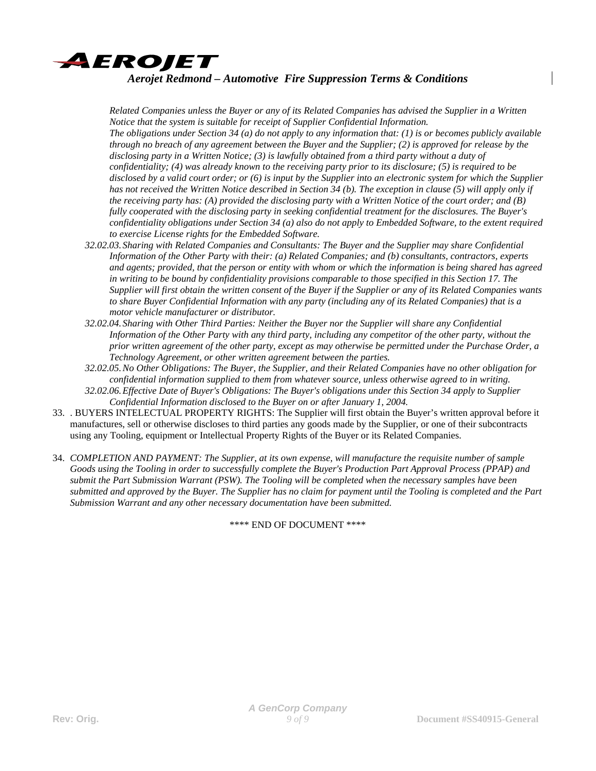*Related Companies unless the Buyer or any of its Related Companies has advised the Supplier in a Written Notice that the system is suitable for receipt of Supplier Confidential Information.*

*The obligations under Section 34 (a) do not apply to any information that: (1) is or becomes publicly available through no breach of any agreement between the Buyer and the Supplier; (2) is approved for release by the disclosing party in a Written Notice; (3) is lawfully obtained from a third party without a duty of confidentiality; (4) was already known to the receiving party prior to its disclosure; (5) is required to be disclosed by a valid court order; or (6) is input by the Supplier into an electronic system for which the Supplier has not received the Written Notice described in Section 34 (b). The exception in clause (5) will apply only if the receiving party has: (A) provided the disclosing party with a Written Notice of the court order; and (B) fully cooperated with the disclosing party in seeking confidential treatment for the disclosures. The Buyer's confidentiality obligations under Section 34 (a) also do not apply to Embedded Software, to the extent required to exercise License rights for the Embedded Software.*

*32.02.03. Sharing with Related Companies and Consultants: The Buyer and the Supplier may share Confidential Information of the Other Party with their: (a) Related Companies; and (b) consultants, contractors, experts and agents; provided, that the person or entity with whom or which the information is being shared has agreed in writing to be bound by confidentiality provisions comparable to those specified in this Section 17. The Supplier will first obtain the written consent of the Buyer if the Supplier or any of its Related Companies wants to share Buyer Confidential Information with any party (including any of its Related Companies) that is a motor vehicle manufacturer or distributor.*

*32.02.04. Sharing with Other Third Parties: Neither the Buyer nor the Supplier will share any Confidential Information of the Other Party with any third party, including any competitor of the other party, without the prior written agreement of the other party, except as may otherwise be permitted under the Purchase Order, a Technology Agreement, or other written agreement between the parties.*

*32.02.05. No Other Obligations: The Buyer, the Supplier, and their Related Companies have no other obligation for confidential information supplied to them from whatever source, unless otherwise agreed to in writing.*

*32.02.06. Effective Date of Buyer's Obligations: The Buyer's obligations under this Section 34 apply to Supplier Confidential Information disclosed to the Buyer on or after January 1, 2004.*

33. . BUYERS INTELECTUAL PROPERTY RIGHTS: The Supplier will first obtain the Buyer's written approval before it manufactures, sell or otherwise discloses to third parties any goods made by the Supplier, or one of their subcontracts using any Tooling, equipment or Intellectual Property Rights of the Buyer or its Related Companies.

34. *COMPLETION AND PAYMENT: The Supplier, at its own expense, will manufacture the requisite number of sample Goods using the Tooling in order to successfully complete the Buyer's Production Part Approval Process (PPAP) and submit the Part Submission Warrant (PSW). The Tooling will be completed when the necessary samples have been submitted and approved by the Buyer. The Supplier has no claim for payment until the Tooling is completed and the Part Submission Warrant and any other necessary documentation have been submitted.*

**** END OF DOCUMENT ****